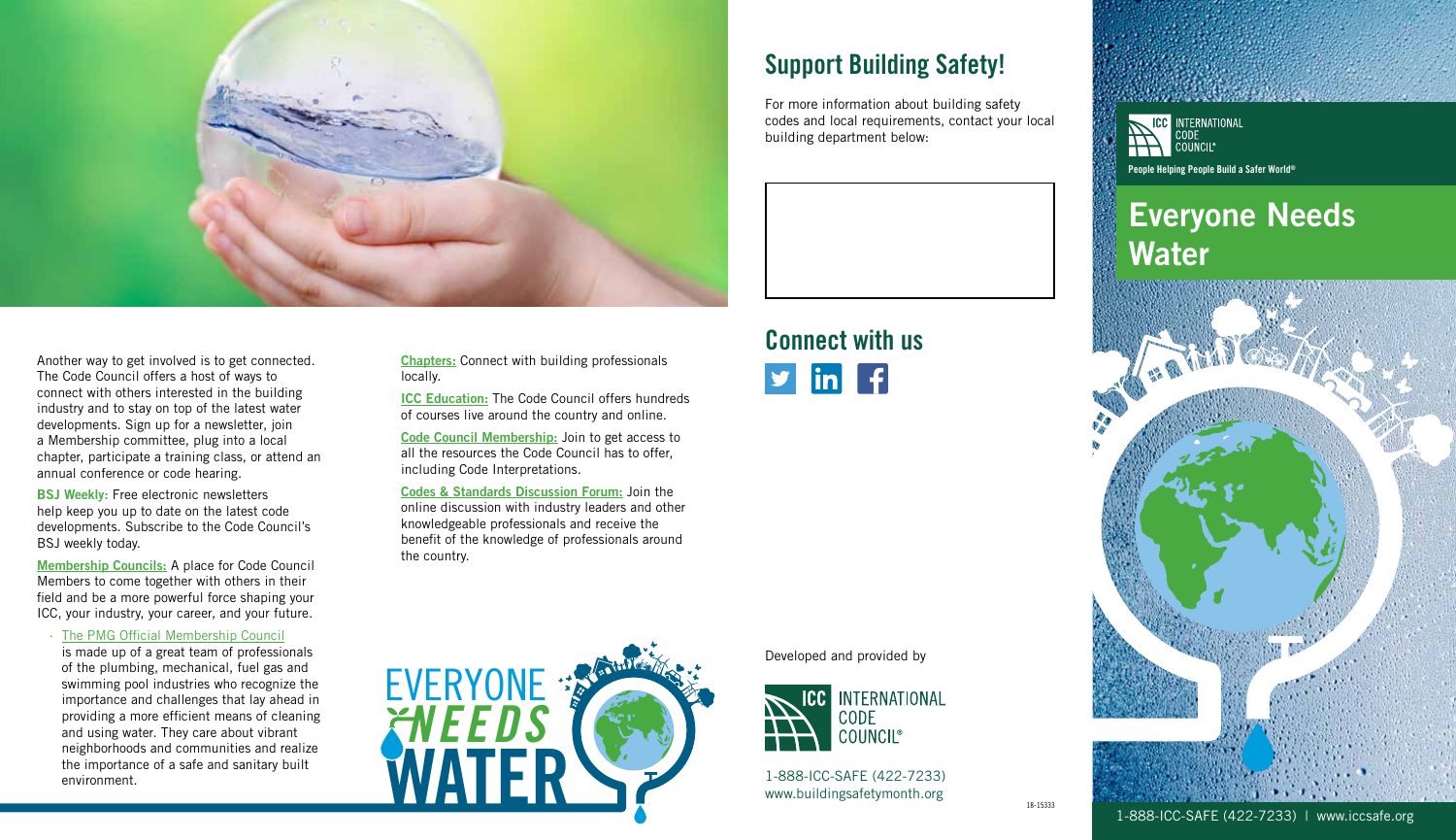Another way to get involved is to get connected. The Code Council offers a host of ways to connect with others interested in the building industry and to stay on top of the latest water developments. Sign up for a newsletter, join a Membership committee, plug into a local chapter, participate a training class, or attend an annual conference or code hearing.

**BSJ Weekly:** Free electronic newsletters help keep you up to date on the latest code developments. Subscribe to the Code Council's BSJ weekly today.

**Membership Councils:** A place for Code Council Members to come together with others in their field and be a more powerful force shaping your ICC, your industry, your career, and your future.

- The PMG Official Membership Council is made up of a great team of professionals of the plumbing, mechanical, fuel gas and swimming pool industries who recognize the importance and challenges that lay ahead in providing a more efficient means of cleaning and using water. They care about vibrant neighborhoods and communities and realize the importance of a safe and sanitary built environment.

**Chapters:** Connect with building professionals locally.

**ICC Education:** The Code Council offers hundreds of courses live around the country and online.

**Code Council Membership:** Join to get access to all the resources the Code Council has to offer, including Code Interpretations.

**Codes & Standards Discussion Forum:** Join the online discussion with industry leaders and other knowledgeable professionals and receive the benefit of the knowledge of professionals around the country.

EVERYONE NEEDS WATER

## Support Building Safety!

For more information about building safety codes and local requirements, contact your local building department below:

## Connect with us

Developed and provided by

ICC INTERNATIONAL CODE COUNCIL®

1-888-ICC-SAFE (422-7233)
www.buildingsafetymonth.org

18-15333

ICC INTERNATIONAL CODE COUNCIL®

People Helping People Build a Safer World®

# Everyone Needs Water

1-888-ICC-SAFE (422-7233) | www.iccsafe.org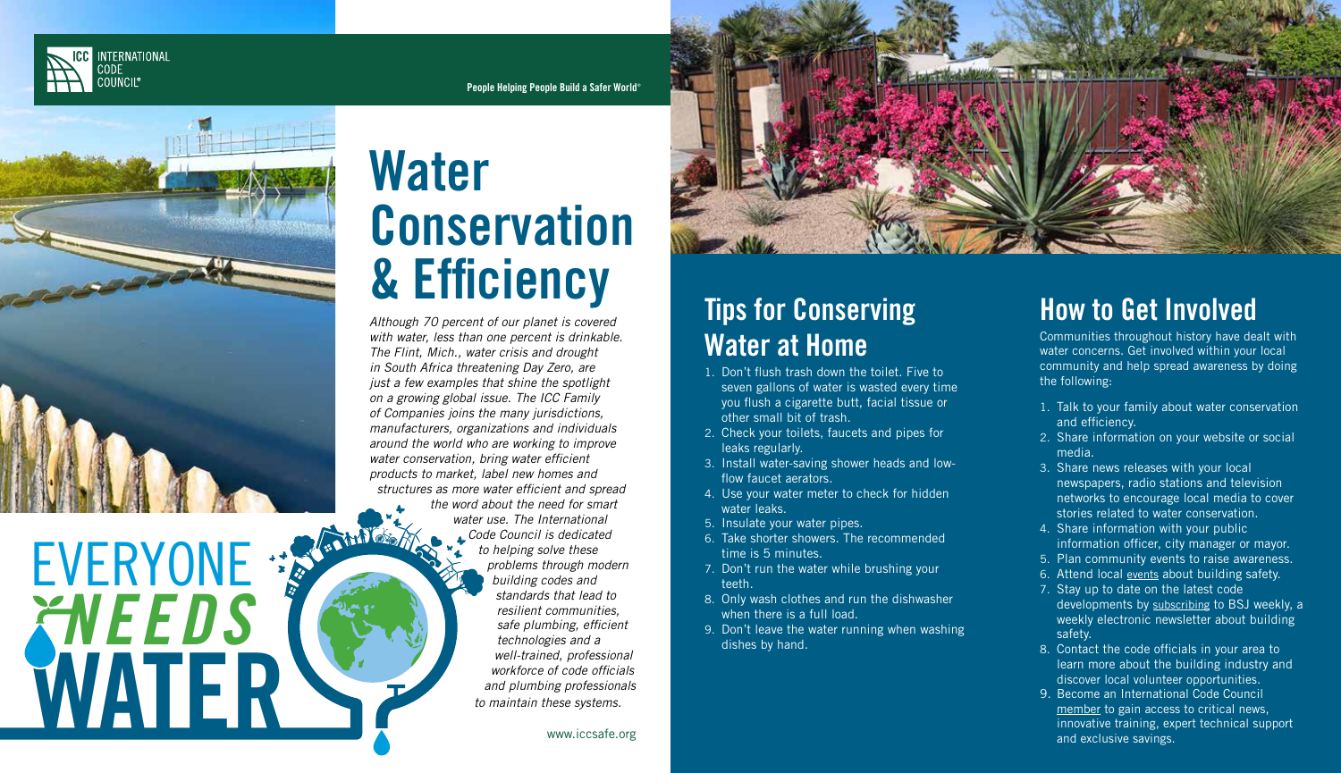INTERNATIONAL CODE COUNCIL®

People Helping People Build a Safer World®

# Water Conservation & Efficiency

*Although 70 percent of our planet is covered with water, less than one percent is drinkable. The Flint, Mich., water crisis and drought in South Africa threatening Day Zero, are just a few examples that shine the spotlight on a growing global issue. The ICC Family of Companies joins the many jurisdictions, manufacturers, organizations and individuals around the world who are working to improve water conservation, bring water efficient products to market, label new homes and structures as more water efficient and spread the word about the need for smart water use. The International Code Council is dedicated to helping solve these problems through modern building codes and standards that lead to resilient communities, safe plumbing, efficient technologies and a well-trained, professional workforce of code officials and plumbing professionals to maintain these systems.*

EVERYONE *NEEDS* WATER

www.iccsafe.org

## Tips for Conserving Water at Home

1. Don't flush trash down the toilet. Five to seven gallons of water is wasted every time you flush a cigarette butt, facial tissue or other small bit of trash.
2. Check your toilets, faucets and pipes for leaks regularly.
3. Install water-saving shower heads and low-flow faucet aerators.
4. Use your water meter to check for hidden water leaks.
5. Insulate your water pipes.
6. Take shorter showers. The recommended time is 5 minutes.
7. Don't run the water while brushing your teeth.
8. Only wash clothes and run the dishwasher when there is a full load.
9. Don't leave the water running when washing dishes by hand.

## How to Get Involved

Communities throughout history have dealt with water concerns. Get involved within your local community and help spread awareness by doing the following:

1. Talk to your family about water conservation and efficiency.
2. Share information on your website or social media.
3. Share news releases with your local newspapers, radio stations and television networks to encourage local media to cover stories related to water conservation.
4. Share information with your public information officer, city manager or mayor.
5. Plan community events to raise awareness.
6. Attend local events about building safety.
7. Stay up to date on the latest code developments by subscribing to BSJ weekly, a weekly electronic newsletter about building safety.
8. Contact the code officials in your area to learn more about the building industry and discover local volunteer opportunities.
9. Become an International Code Council member to gain access to critical news, innovative training, expert technical support and exclusive savings.